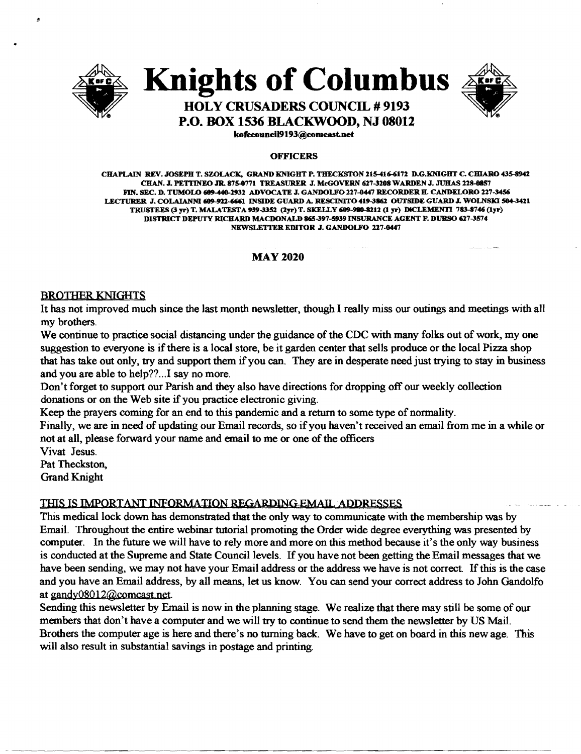# Knights of Columbus

## HOLY CRUSADERS COUNCIL # 9193
## P.O. BOX 1536 BLACKWOOD, NJ 08012

**kofccouncil9193@comcast.net**

### OFFICERS

**CHAPLAIN REV. JOSEPH T. SZOLACK, GRAND KNIGHT P. THECKSTON 215-416-6172 D.G.KNIGHT C. CHIARO 435-8942 CHAN. J. PETTINEO JR. 875-0771 TREASURER J. McGOVERN 627-3208 WARDEN J. JUHAS 228-0857 FIN. SEC. D. TUMOLO 609-440-2932 ADVOCATE J. GANDOLFO 227-0447 RECORDER H. CANDELORO 227-3456 LECTURER J. COLAIANNI 609-922-6661 INSIDE GUARD A. RESCINITO 419-3862 OUTSIDE GUARD J. WOLNSKI 504-3421 TRUSTEES (3 yr) T. MALATESTA 939-3352 (2yr) T. SKELLY 609-980-8212 (1 yr) DiCLEMENTI 783-8746 (1yr) DISTRICT DEPUTY RICHARD MACDONALD 865-397-5939 INSURANCE AGENT F. DURSO 627-3574 NEWSLETTER EDITOR J. GANDOLFO 227-0447**

### MAY 2020

BROTHER KNIGHTS

It has not improved much since the last month newsletter, though I really miss our outings and meetings with all my brothers.

We continue to practice social distancing under the guidance of the CDC with many folks out of work, my one suggestion to everyone is if there is a local store, be it garden center that sells produce or the local Pizza shop that has take out only, try and support them if you can. They are in desperate need just trying to stay in business and you are able to help??...I say no more.

Don't forget to support our Parish and they also have directions for dropping off our weekly collection donations or on the Web site if you practice electronic giving.

Keep the prayers coming for an end to this pandemic and a return to some type of normality.

Finally, we are in need of updating our Email records, so if you haven't received an email from me in a while or not at all, please forward your name and email to me or one of the officers

Vivat Jesus.
Pat Theckston,
Grand Knight

THIS IS IMPORTANT INFORMATION REGARDING EMAIL ADDRESSES

This medical lock down has demonstrated that the only way to communicate with the membership was by Email. Throughout the entire webinar tutorial promoting the Order wide degree everything was presented by computer. In the future we will have to rely more and more on this method because it's the only way business is conducted at the Supreme and State Council levels. If you have not been getting the Email messages that we have been sending, we may not have your Email address or the address we have is not correct. If this is the case and you have an Email address, by all means, let us know. You can send your correct address to John Gandolfo at gandy08012@comcast.net.

Sending this newsletter by Email is now in the planning stage. We realize that there may still be some of our members that don't have a computer and we will try to continue to send them the newsletter by US Mail. Brothers the computer age is here and there's no turning back. We have to get on board in this new age. This will also result in substantial savings in postage and printing.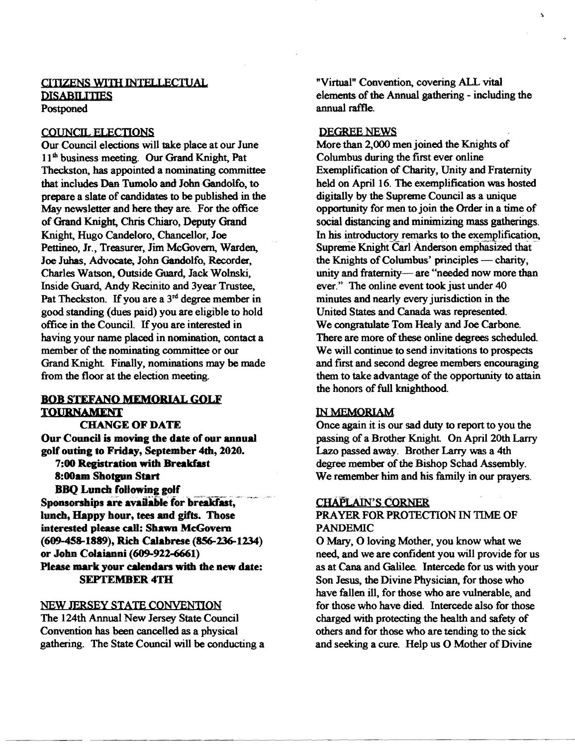## CITIZENS WITH INTELLECTUAL DISABILITIES

Postponed

## COUNCIL ELECTIONS

Our Council elections will take place at our June 11th business meeting. Our Grand Knight, Pat Theckston, has appointed a nominating committee that includes Dan Tumolo and John Gandolfo, to prepare a slate of candidates to be published in the May newsletter and here they are. For the office of Grand Knight, Chris Chiaro, Deputy Grand Knight, Hugo Candeloro, Chancellor, Joe Pettineo, Jr., Treasurer, Jim McGovern, Warden, Joe Juhas, Advocate, John Gandolfo, Recorder, Charles Watson, Outside Guard, Jack Wolnski, Inside Guard, Andy Recinito and 3year Trustee, Pat Theckston. If you are a 3rd degree member in good standing (dues paid) you are eligible to hold office in the Council. If you are interested in having your name placed in nomination, contact a member of the nominating committee or our Grand Knight. Finally, nominations may be made from the floor at the election meeting.

## BOB STEFANO MEMORIAL GOLF TOURNAMENT

**CHANGE OF DATE**

**Our Council is moving the date of our annual golf outing to Friday, September 4th, 2020.**

**7:00 Registration with Breakfast**
**8:00am Shotgun Start**
**BBQ Lunch following golf**

**Sponsorships are available for breakfast, lunch, Happy hour, tees and gifts. Those interested please call: Shawn McGovern (609-458-1889), Rich Calabrese (856-236-1234) or John Colaianni (609-922-6661)**

**Please mark your calendars with the new date: SEPTEMBER 4TH**

## NEW JERSEY STATE CONVENTION

The 124th Annual New Jersey State Council Convention has been cancelled as a physical gathering. The State Council will be conducting a "Virtual" Convention, covering ALL vital elements of the Annual gathering - including the annual raffle.

## DEGREE NEWS

More than 2,000 men joined the Knights of Columbus during the first ever online Exemplification of Charity, Unity and Fraternity held on April 16. The exemplification was hosted digitally by the Supreme Council as a unique opportunity for men to join the Order in a time of social distancing and minimizing mass gatherings. In his introductory remarks to the exemplification, Supreme Knight Carl Anderson emphasized that the Knights of Columbus' principles — charity, unity and fraternity— are "needed now more than ever." The online event took just under 40 minutes and nearly every jurisdiction in the United States and Canada was represented. We congratulate Tom Healy and Joe Carbone. There are more of these online degrees scheduled. We will continue to send invitations to prospects and first and second degree members encouraging them to take advantage of the opportunity to attain the honors of full knighthood.

## IN MEMORIAM

Once again it is our sad duty to report to you the passing of a Brother Knight. On April 20th Larry Lazo passed away. Brother Larry was a 4th degree member of the Bishop Schad Assembly. We remember him and his family in our prayers.

## CHAPLAIN'S CORNER

PRAYER FOR PROTECTION IN TIME OF PANDEMIC

O Mary, O loving Mother, you know what we need, and we are confident you will provide for us as at Cana and Galilee. Intercede for us with your Son Jesus, the Divine Physician, for those who have fallen ill, for those who are vulnerable, and for those who have died. Intercede also for those charged with protecting the health and safety of others and for those who are tending to the sick and seeking a cure. Help us O Mother of Divine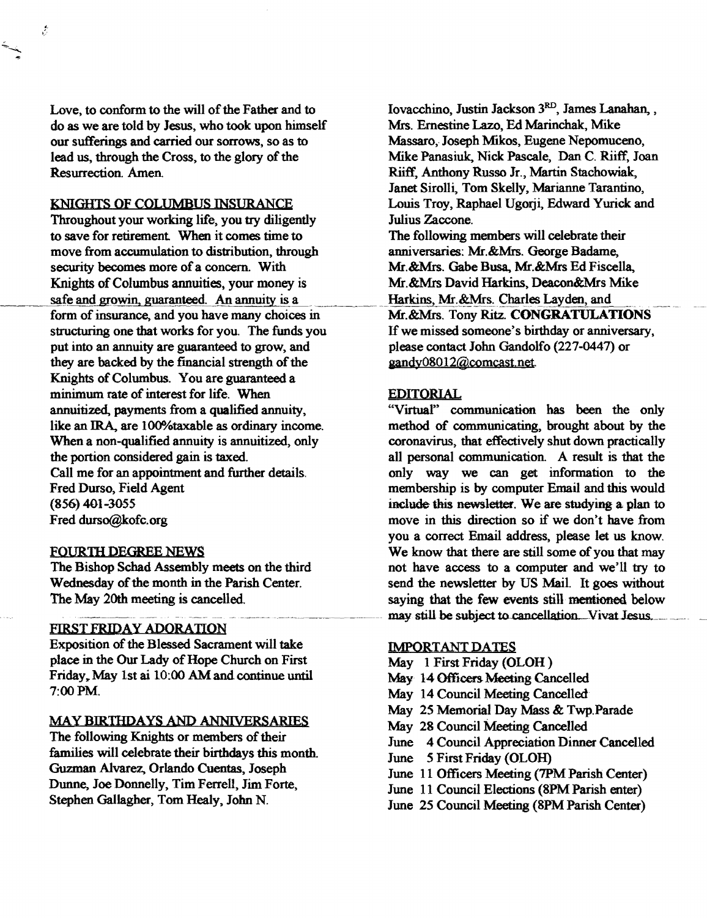Love, to conform to the will of the Father and to do as we are told by Jesus, who took upon himself our sufferings and carried our sorrows, so as to lead us, through the Cross, to the glory of the Resurrection. Amen.

## KNIGHTS OF COLUMBUS INSURANCE

Throughout your working life, you try diligently to save for retirement. When it comes time to move from accumulation to distribution, through security becomes more of a concern. With Knights of Columbus annuities, your money is safe and growin, guaranteed. An annuity is a form of insurance, and you have many choices in structuring one that works for you. The funds you put into an annuity are guaranteed to grow, and they are backed by the financial strength of the Knights of Columbus. You are guaranteed a minimum rate of interest for life. When annuitized, payments from a qualified annuity, like an IRA, are 100%taxable as ordinary income. When a non-qualified annuity is annuitized, only the portion considered gain is taxed.

Call me for an appointment and further details.

Fred Durso, Field Agent
(856) 401-3055
Fred durso@kofc.org

## FOURTH DEGREE NEWS

The Bishop Schad Assembly meets on the third Wednesday of the month in the Parish Center. The May 20th meeting is cancelled.

## FIRST FRIDAY ADORATION

Exposition of the Blessed Sacrament will take place in the Our Lady of Hope Church on First Friday, May 1st ai 10:00 AM and continue until 7:00 PM.

## MAY BIRTHDAYS AND ANNIVERSARIES

The following Knights or members of their families will celebrate their birthdays this month. Guzman Alvarez, Orlando Cuentas, Joseph Dunne, Joe Donnelly, Tim Ferrell, Jim Forte, Stephen Gallagher, Tom Healy, John N. Iovacchino, Justin Jackson 3RD, James Lanahan, , Mrs. Ernestine Lazo, Ed Marinchak, Mike Massaro, Joseph Mikos, Eugene Nepomuceno, Mike Panasiuk, Nick Pascale, Dan C. Riiff, Joan Riiff, Anthony Russo Jr., Martin Stachowiak, Janet Sirolli, Tom Skelly, Marianne Tarantino, Louis Troy, Raphael Ugorji, Edward Yurick and Julius Zaccone.

The following members will celebrate their anniversaries: Mr.&Mrs. George Badame, Mr.&Mrs. Gabe Busa, Mr.&Mrs Ed Fiscella, Mr.&Mrs David Harkins, Deacon&Mrs Mike Harkins, Mr.&Mrs. Charles Layden, and Mr.&Mrs. Tony Ritz. **CONGRATULATIONS**

If we missed someone's birthday or anniversary, please contact John Gandolfo (227-0447) or gandy08012@comcast.net.

## EDITORIAL

"Virtual" communication has been the only method of communicating, brought about by the coronavirus, that effectively shut down practically all personal communication. A result is that the only way we can get information to the membership is by computer Email and this would include this newsletter. We are studying a plan to move in this direction so if we don't have from you a correct Email address, please let us know. We know that there are still some of you that may not have access to a computer and we'll try to send the newsletter by US Mail. It goes without saying that the few events still mentioned below may still be subject to cancellation. Vivat Jesus.

## IMPORTANT DATES

- May 1 First Friday (OLOH )
- May 14 Officers Meeting Cancelled
- May 14 Council Meeting Cancelled
- May 25 Memorial Day Mass & Twp.Parade
- May 28 Council Meeting Cancelled
- June 4 Council Appreciation Dinner Cancelled
- June 5 First Friday (OLOH)
- June 11 Officers Meeting (7PM Parish Center)
- June 11 Council Elections (8PM Parish enter)
- June 25 Council Meeting (8PM Parish Center)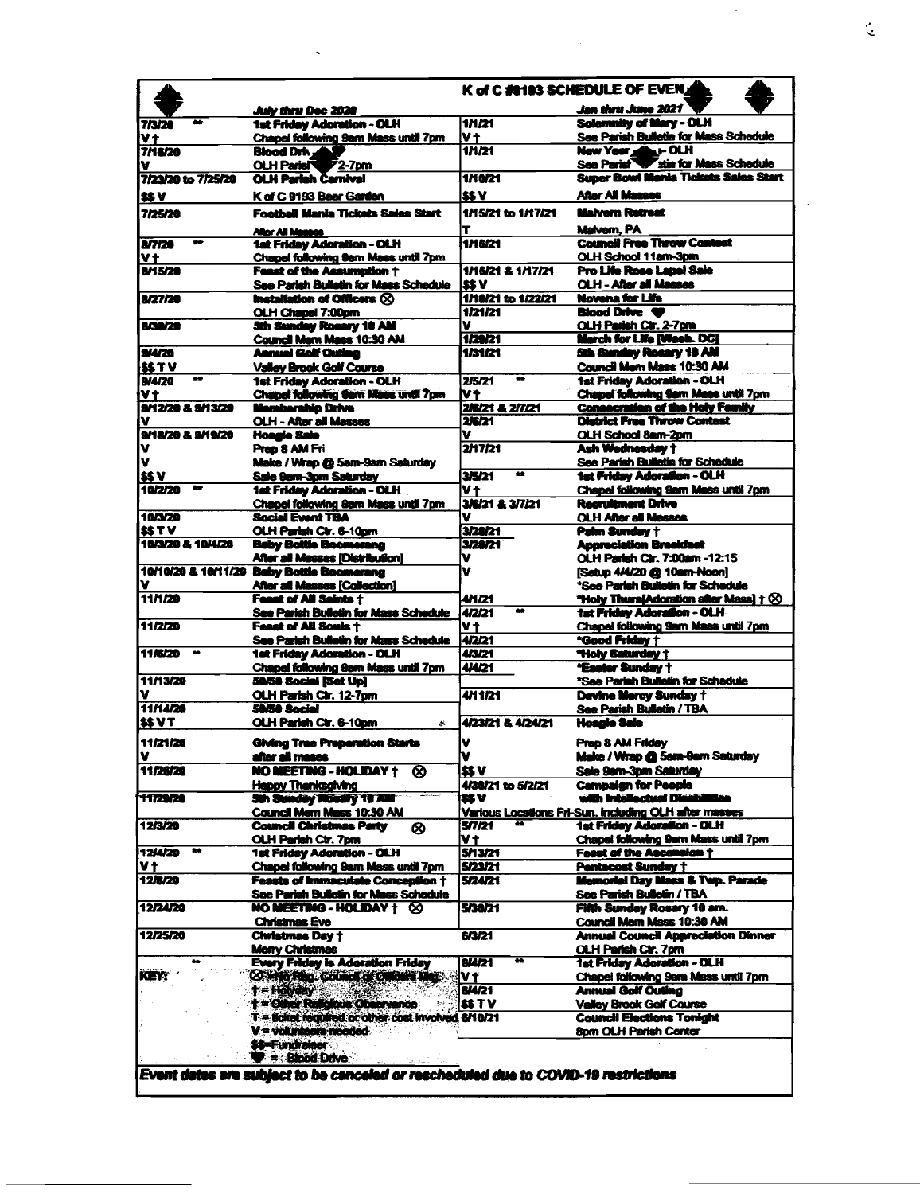# K of C #9193 SCHEDULE OF EVENTS

| July thru Dec 2020 | | Jan thru June 2021 | |
|---|---|---|---|
| 7/3/20 ** V † | 1st Friday Adoration - OLH Chapel following 9am Mass until 7pm | 1/1/21 V † | Solemnity of Mary - OLH See Parish Bulletin for Mass Schedule |
| 7/16/20 V | Blood Drive ♥ OLH Parish Ctr. 2-7pm | 1/1/21 | New Year Day - OLH See Parish Bulletin for Mass Schedule |
| 7/23/20 to 7/25/20 $$ V | OLH Parish Carnival K of C 9193 Beer Garden | 1/10/21 $$ V | Super Bowl Mania Tickets Sales Start After All Masses |
| 7/25/20 | Football Mania Tickets Sales Start After All Masses | 1/15/21 to 1/17/21 T | Malvern Retreat Malvern, PA |
| 8/7/20 ** V † | 1st Friday Adoration - OLH Chapel following 9am Mass until 7pm | 1/16/21 | Council Free Throw Contest OLH School 11am-3pm |
| 8/15/20 | Feast of the Assumption † See Parish Bulletin for Mass Schedule | 1/16/21 & 1/17/21 $$ V | Pro Life Rose Lapel Sale OLH - After all Masses |
| 8/27/20 | Installation of Officers ⊗ OLH Chapel 7:00pm | 1/18/21 to 1/22/21 | Novena for Life |
| 8/30/20 | 5th Sunday Rosary 10 AM Council Mem Mass 10:30 AM | 1/21/21 V | Blood Drive ♥ OLH Parish Ctr. 2-7pm |
| 9/4/20 $$ T V | Annual Golf Outing Valley Brook Golf Course | 1/29/21 | March for Life [Wash. DC] |
| 9/4/20 ** V † | 1st Friday Adoration - OLH Chapel following 9am Mass until 7pm | 1/31/21 | 5th Sunday Rosary 10 AM Council Mem Mass 10:30 AM |
| 9/12/20 & 9/13/20 V | Membership Drive OLH - After all Masses | 2/5/21 ** V † | 1st Friday Adoration - OLH Chapel following 9am Mass until 7pm |
| 9/18/20 & 9/19/20 V V $$ V | Hoagie Sale Prep 8 AM Fri Make / Wrap @ 5am-9am Saturday Sale 9am-3pm Saturday | 2/6/21 & 2/7/21 | Consecration of the Holy Family |
| 10/2/20 ** | 1st Friday Adoration - OLH Chapel following 9am Mass until 7pm | 2/6/21 V | District Free Throw Contest OLH School 8am-2pm |
| 10/3/20 $$ T V | Social Event TBA OLH Parish Ctr. 6-10pm | 2/17/21 | Ash Wednesday † See Parish Bulletin for Schedule |
| 10/3/20 & 10/4/20 | Baby Bottle Boomerang After all Masses [Distribution] | 3/5/21 ** V † | 1st Friday Adoration - OLH Chapel following 9am Mass until 7pm |
| 10/10/20 & 10/11/20 V | Baby Bottle Boomerang After all Masses [Collection] | 3/6/21 & 3/7/21 V | Recruitment Drive OLH After all Masses |
| 11/1/20 | Feast of All Saints † See Parish Bulletin for Mass Schedule | 3/28/21 | Palm Sunday † |
| 11/2/20 | Feast of All Souls † See Parish Bulletin for Mass Schedule | 3/28/21 V V | Appreciation Breakfast OLH Parish Ctr. 7:00am -12:15 [Setup 4/4/20 @ 10am-Noon] *See Parish Bulletin for Schedule |
| 11/6/20 ** | 1st Friday Adoration - OLH Chapel following 9am Mass until 7pm | 4/1/21 | *Holy Thurs[Adoration after Mass] † ⊗ |
| 11/13/20 V | 50/50 Social [Set Up] OLH Parish Ctr. 12-7pm | 4/2/21 ** V † | 1st Friday Adoration - OLH Chapel following 9am Mass until 7pm |
| 11/14/20 $$ V T | 50/50 Social OLH Parish Ctr. 6-10pm | 4/2/21 | *Good Friday † |
| 11/21/20 V | Giving Tree Preparation Starts after all masses | 4/3/21 | *Holy Saturday † |
| 11/26/20 | NO MEETING - HOLIDAY † ⊗ Happy Thanksgiving | 4/4/21 | *Easter Sunday † *See Parish Bulletin for Schedule |
| 11/29/20 | 5th Sunday Rosary 10 AM Council Mem Mass 10:30 AM | 4/11/21 | Devine Mercy Sunday † See Parish Bulletin / TBA |
| 12/3/20 | Council Christmas Party ⊗ OLH Parish Ctr. 7pm | 4/23/21 & 4/24/21 V V $$ V | Hoagie Sale Prep 8 AM Friday Make / Wrap @ 5am-9am Saturday Sale 9am-3pm Saturday |
| 12/4/20 ** V † | 1st Friday Adoration - OLH Chapel following 9am Mass until 7pm | 4/30/21 to 5/2/21 $$ V | Campaign for People with Intellectual Disabilities Various Locations Fri-Sun. including OLH after masses |
| 12/8/20 | Feasts of Immaculate Conception † See Parish Bulletin for Mass Schedule | 5/7/21 ** V † | 1st Friday Adoration - OLH Chapel following 9am Mass until 7pm |
| 12/24/20 | NO MEETING - HOLIDAY † ⊗ Christmas Eve | 5/13/21 | Feast of the Ascension † |
| 12/25/20 | Christmas Day † Merry Christmas | 5/23/21 | Pentecost Sunday † |
| | | 5/24/21 | Memorial Day Mass & Twp. Parade See Parish Bulletin / TBA |
| | | 5/30/21 | Fifth Sunday Rosary 10 am. Council Mem Mass 10:30 AM |
| | | 6/3/21 | Annual Council Appreciation Dinner OLH Parish Ctr. 7pm |
| | | 6/4/21 ** V † | 1st Friday Adoration - OLH Chapel following 9am Mass until 7pm |
| | | 6/4/21 $$ T V | Annual Golf Outing Valley Brook Golf Course |
| | | 6/10/21 | Council Elections Tonight 8pm OLH Parish Center |

**KEY:**
- ** Every Friday is Adoration Friday
- ⊗ = No Reg. Council or Officers Mtg.
- † = Holyday
- † = Other Religious Observance
- T = ticket required or other cost involved
- V = volunteers needed
- $$ = Fundraiser
- ♥ = Blood Drive

*Event dates are subject to be canceled or rescheduled due to COVID-19 restrictions*